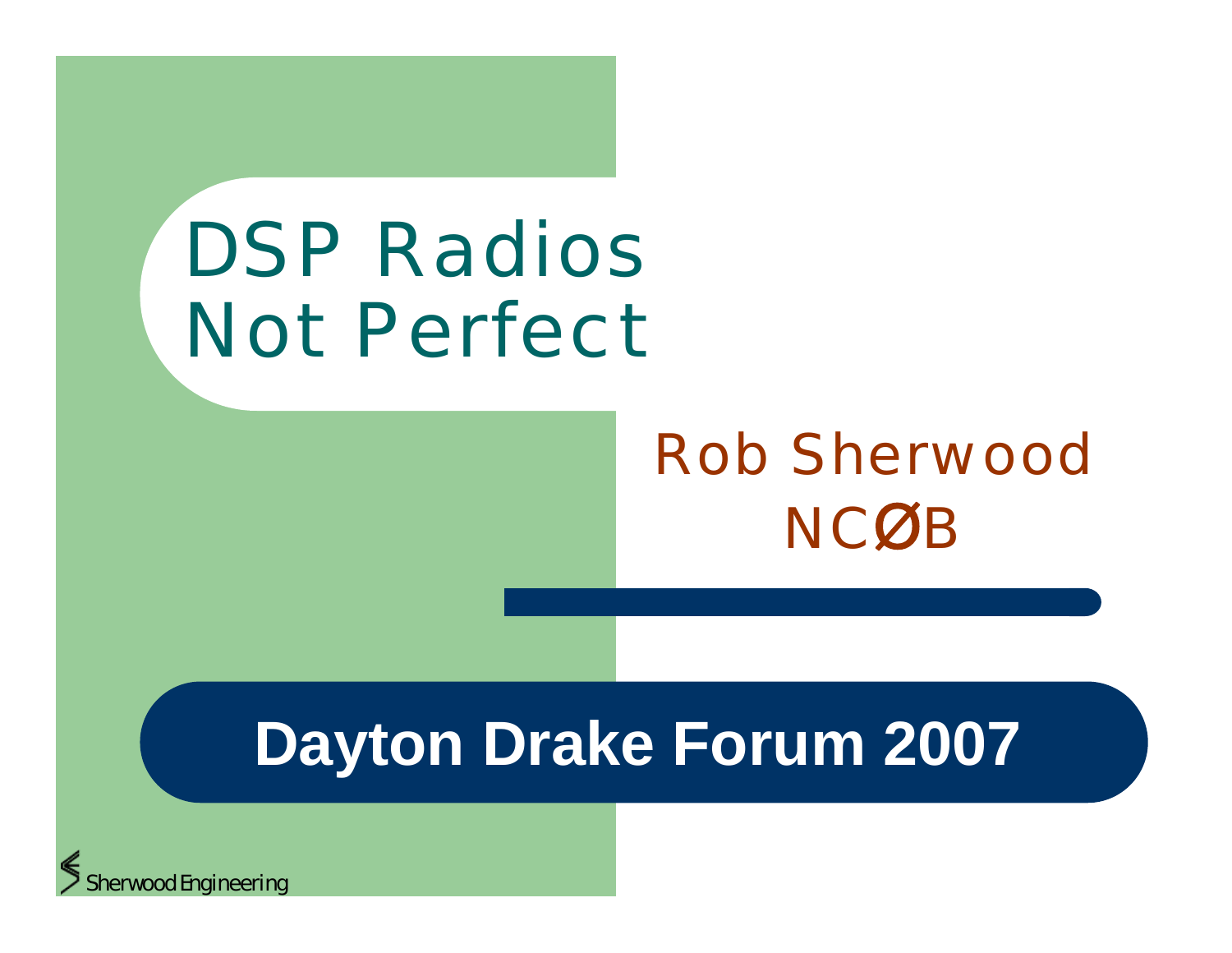# DSP Radios Not Perfect

Rob Sherwood
NCØB

**Dayton Drake Forum 2007**

Sherwood Engineering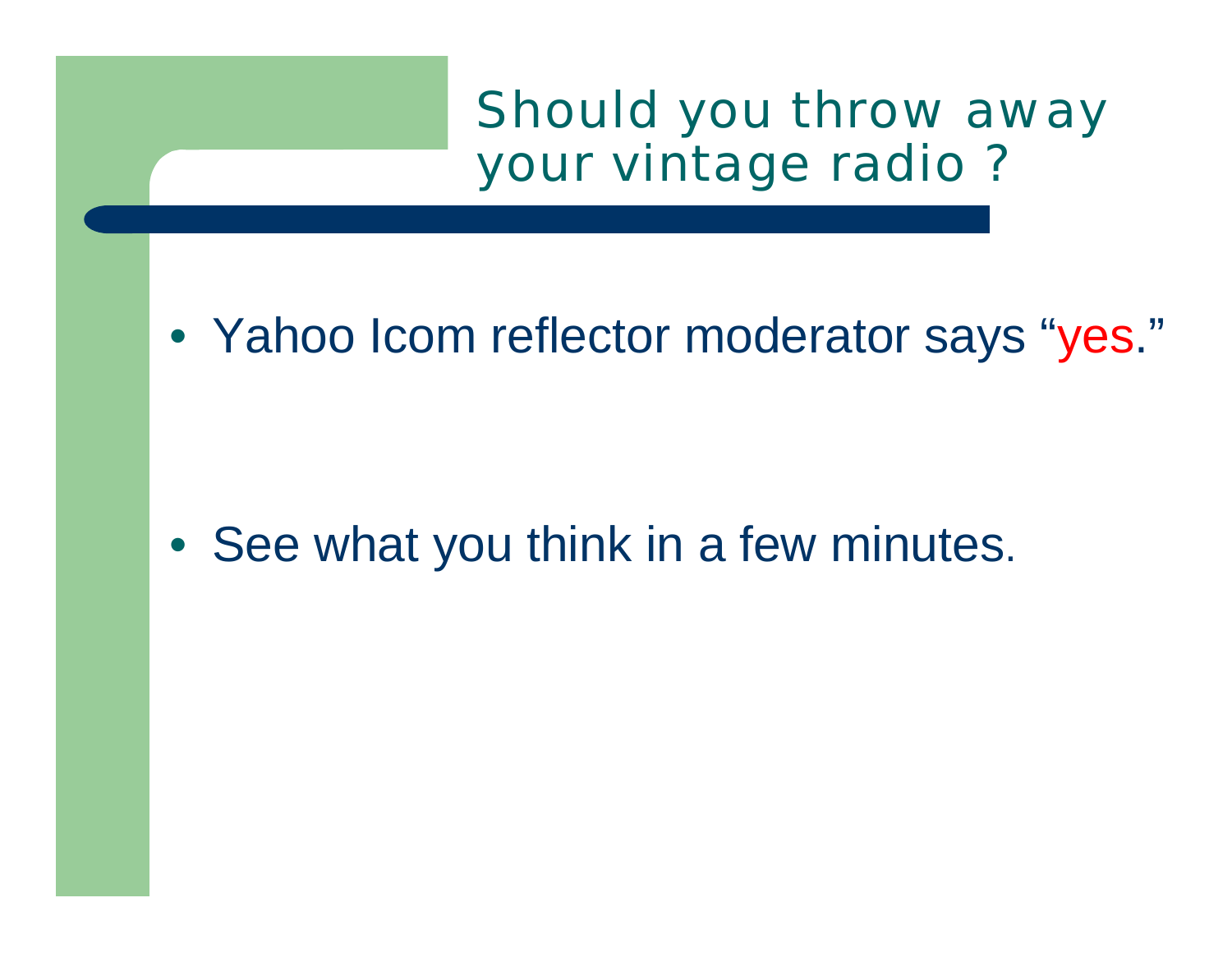# Should you throw away your vintage radio ?

- Yahoo Icom reflector moderator says "yes."
- See what you think in a few minutes.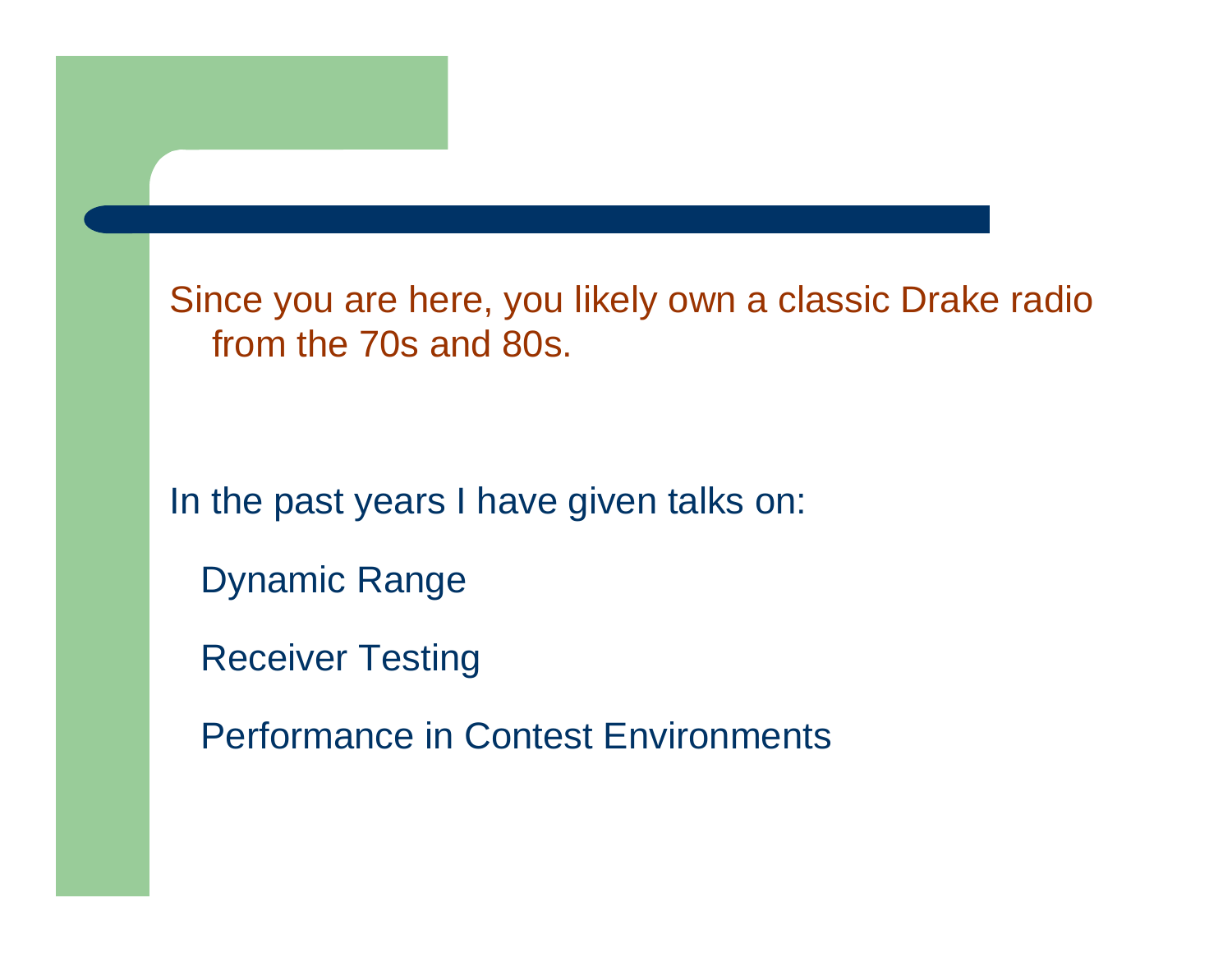Since you are here, you likely own a classic Drake radio from the 70s and 80s.

In the past years I have given talks on:

- Dynamic Range
- Receiver Testing
- Performance in Contest Environments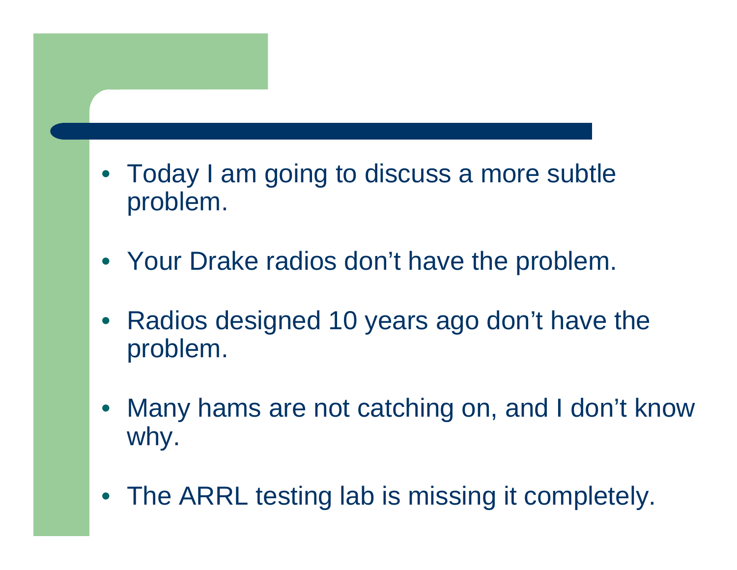- Today I am going to discuss a more subtle problem.
- Your Drake radios don't have the problem.
- Radios designed 10 years ago don't have the problem.
- Many hams are not catching on, and I don't know why.
- The ARRL testing lab is missing it completely.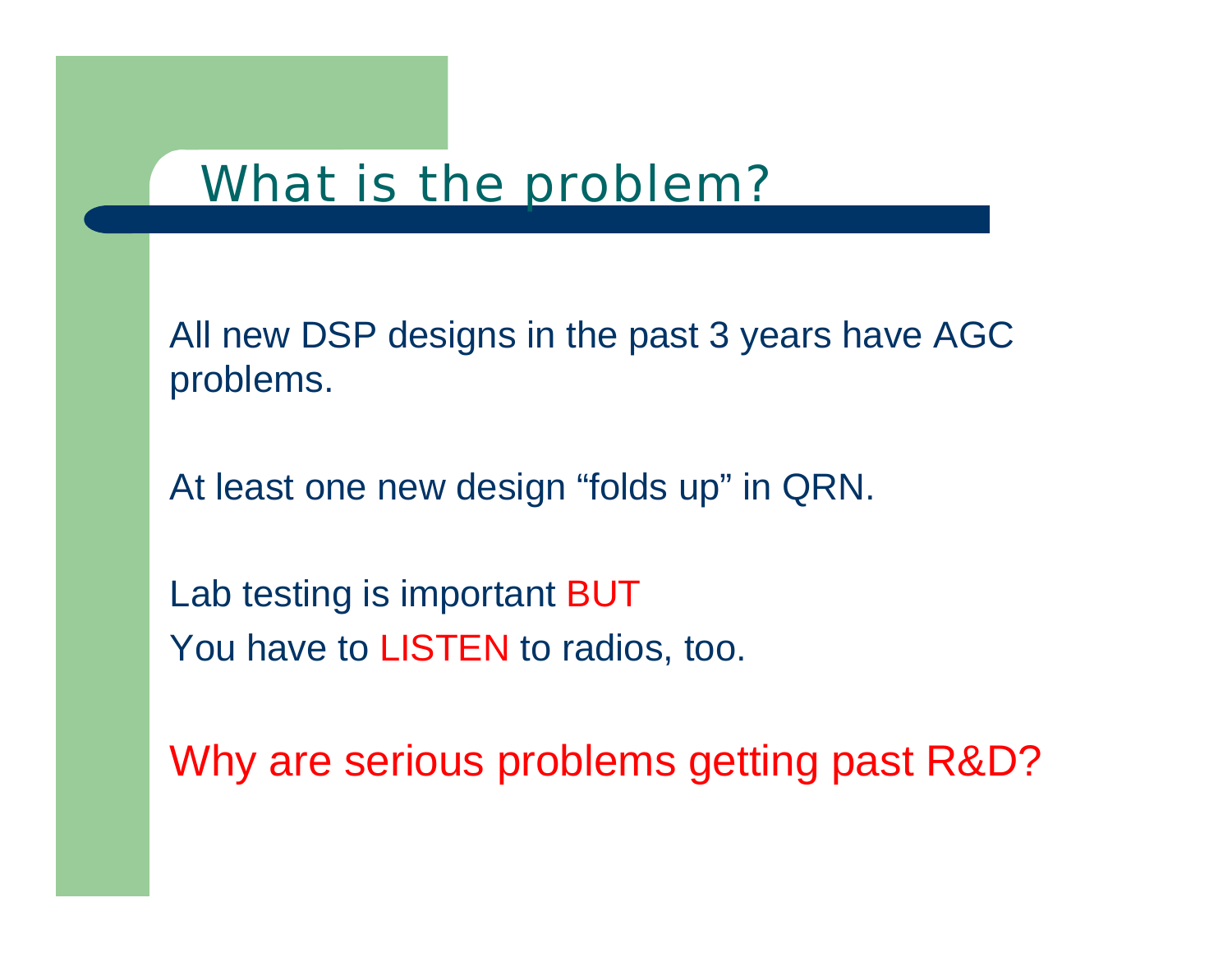# What is the problem?

All new DSP designs in the past 3 years have AGC problems.

At least one new design “folds up” in QRN.

Lab testing is important BUT
You have to LISTEN to radios, too.

Why are serious problems getting past R&D?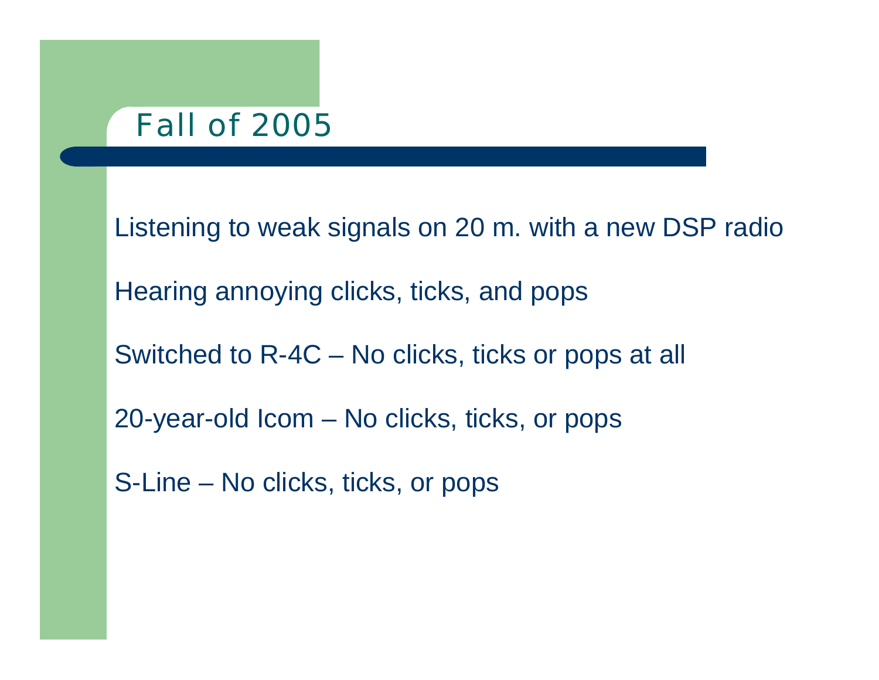# Fall of 2005

Listening to weak signals on 20 m. with a new DSP radio

Hearing annoying clicks, ticks, and pops

Switched to R-4C – No clicks, ticks or pops at all

20-year-old Icom – No clicks, ticks, or pops

S-Line – No clicks, ticks, or pops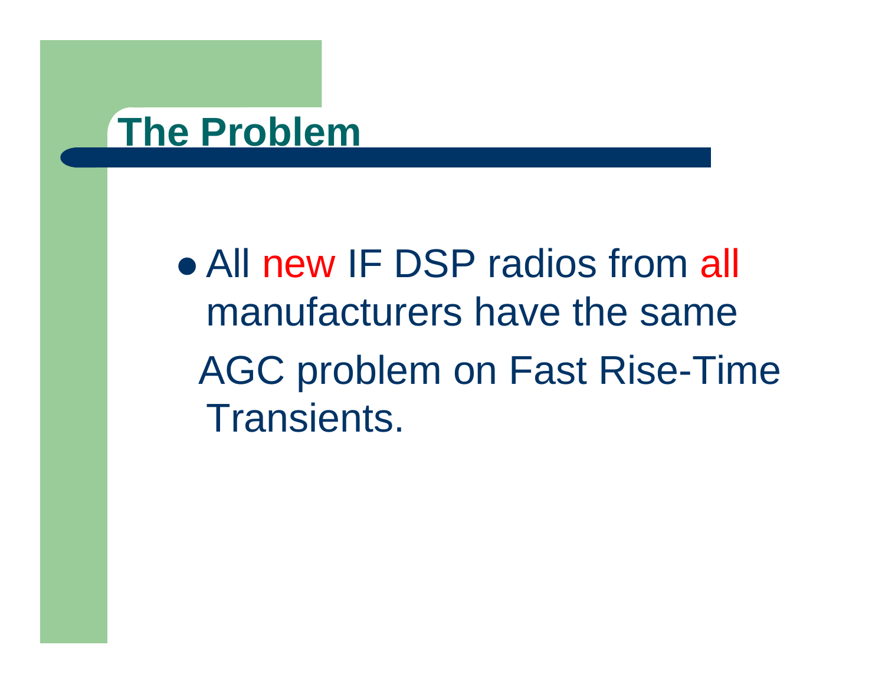# The Problem

- All new IF DSP radios from all manufacturers have the same AGC problem on Fast Rise-Time Transients.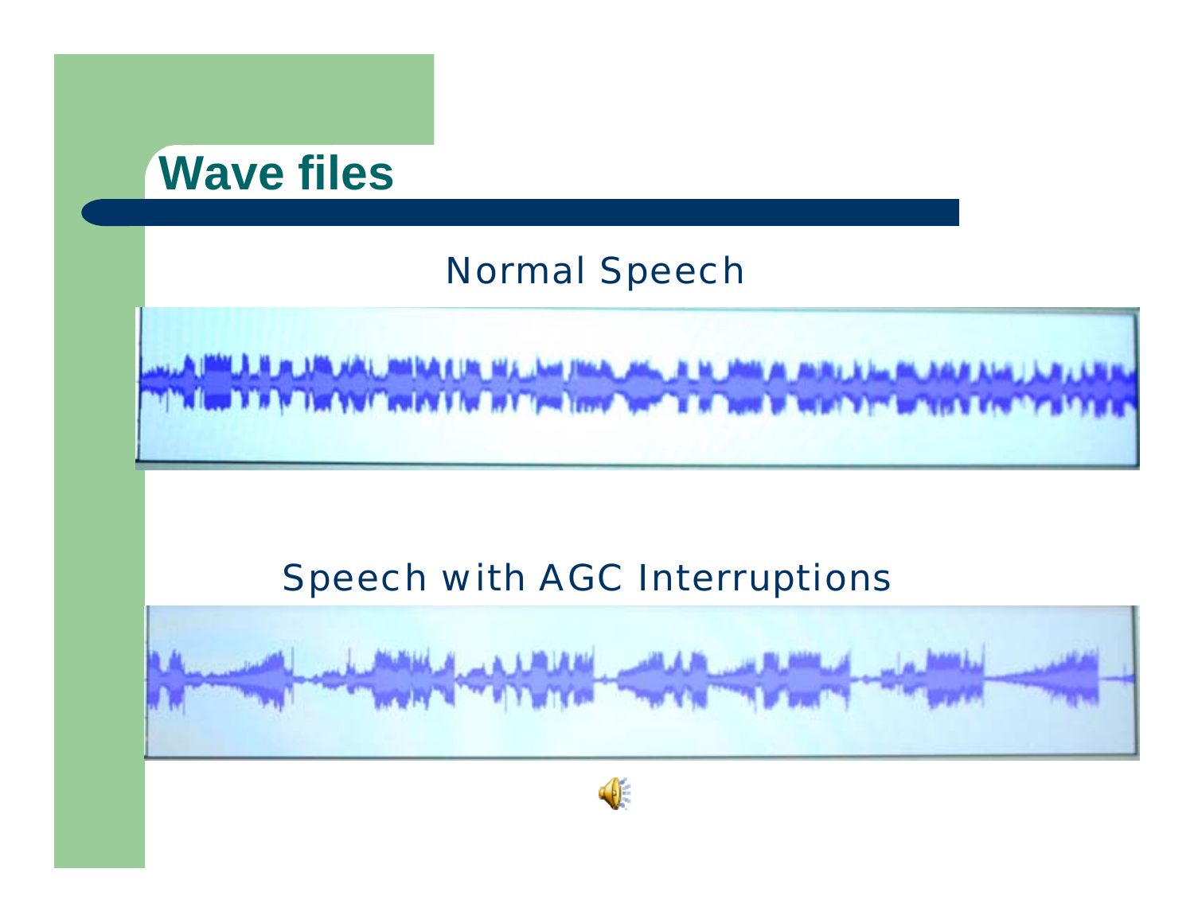# Wave files

Normal Speech

Speech with AGC Interruptions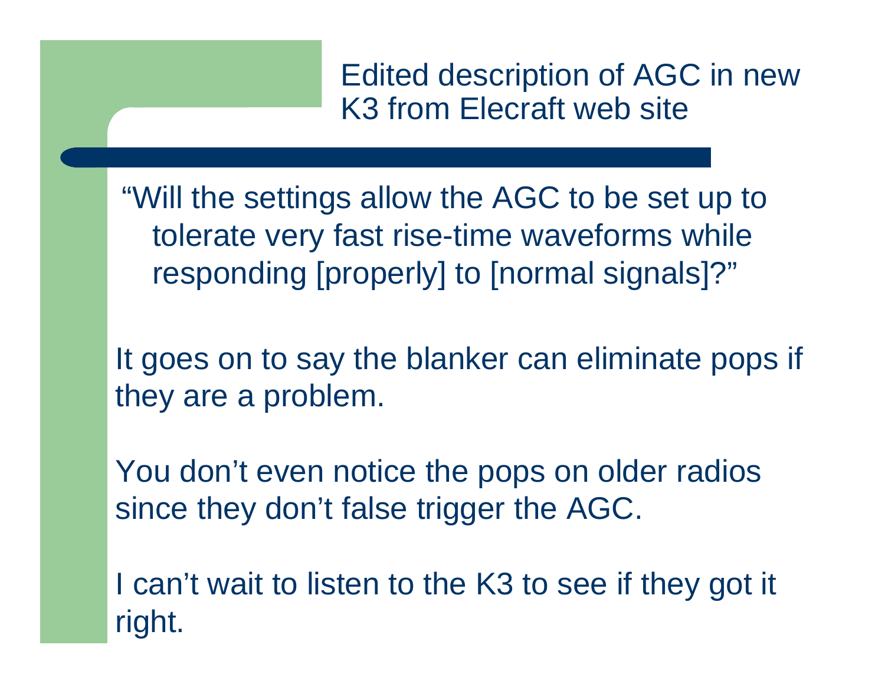# Edited description of AGC in new K3 from Elecraft web site

"Will the settings allow the AGC to be set up to tolerate very fast rise-time waveforms while responding [properly] to [normal signals]?"

It goes on to say the blanker can eliminate pops if they are a problem.

You don't even notice the pops on older radios since they don't false trigger the AGC.

I can't wait to listen to the K3 to see if they got it right.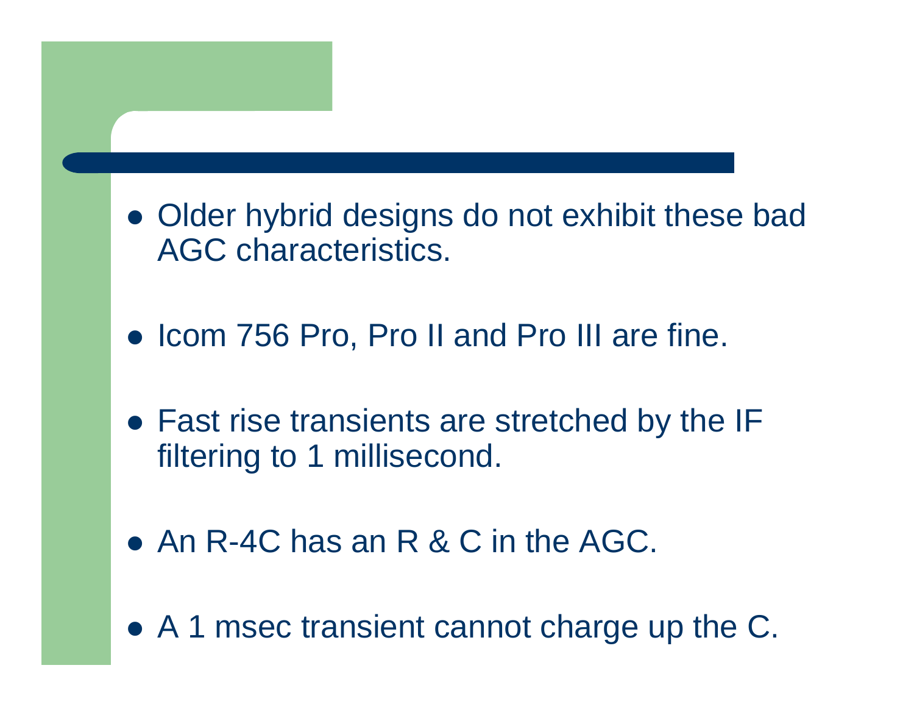- Older hybrid designs do not exhibit these bad AGC characteristics.
- Icom 756 Pro, Pro II and Pro III are fine.
- Fast rise transients are stretched by the IF filtering to 1 millisecond.
- An R-4C has an R & C in the AGC.
- A 1 msec transient cannot charge up the C.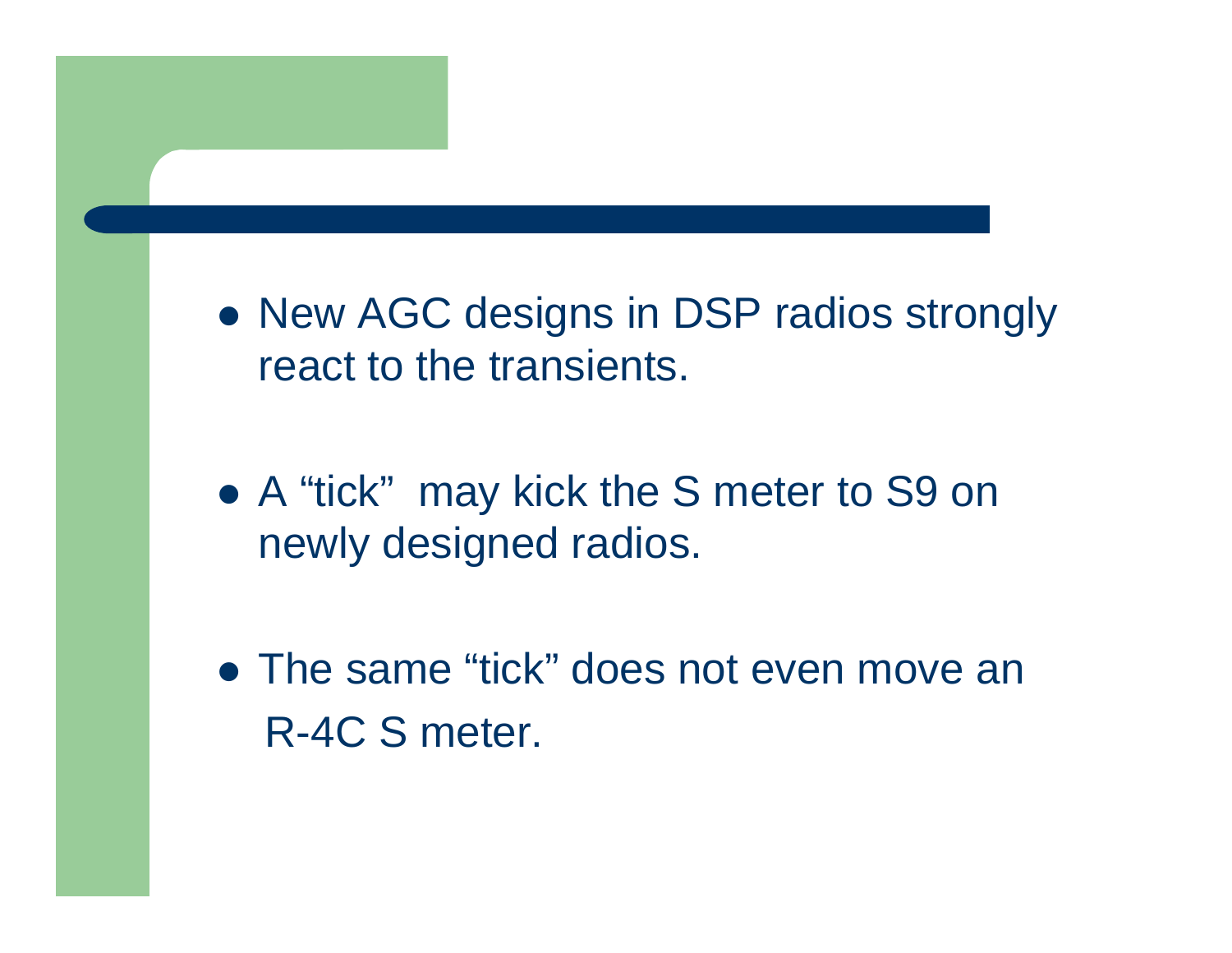- New AGC designs in DSP radios strongly react to the transients.

- A “tick” may kick the S meter to S9 on newly designed radios.

- The same “tick” does not even move an R-4C S meter.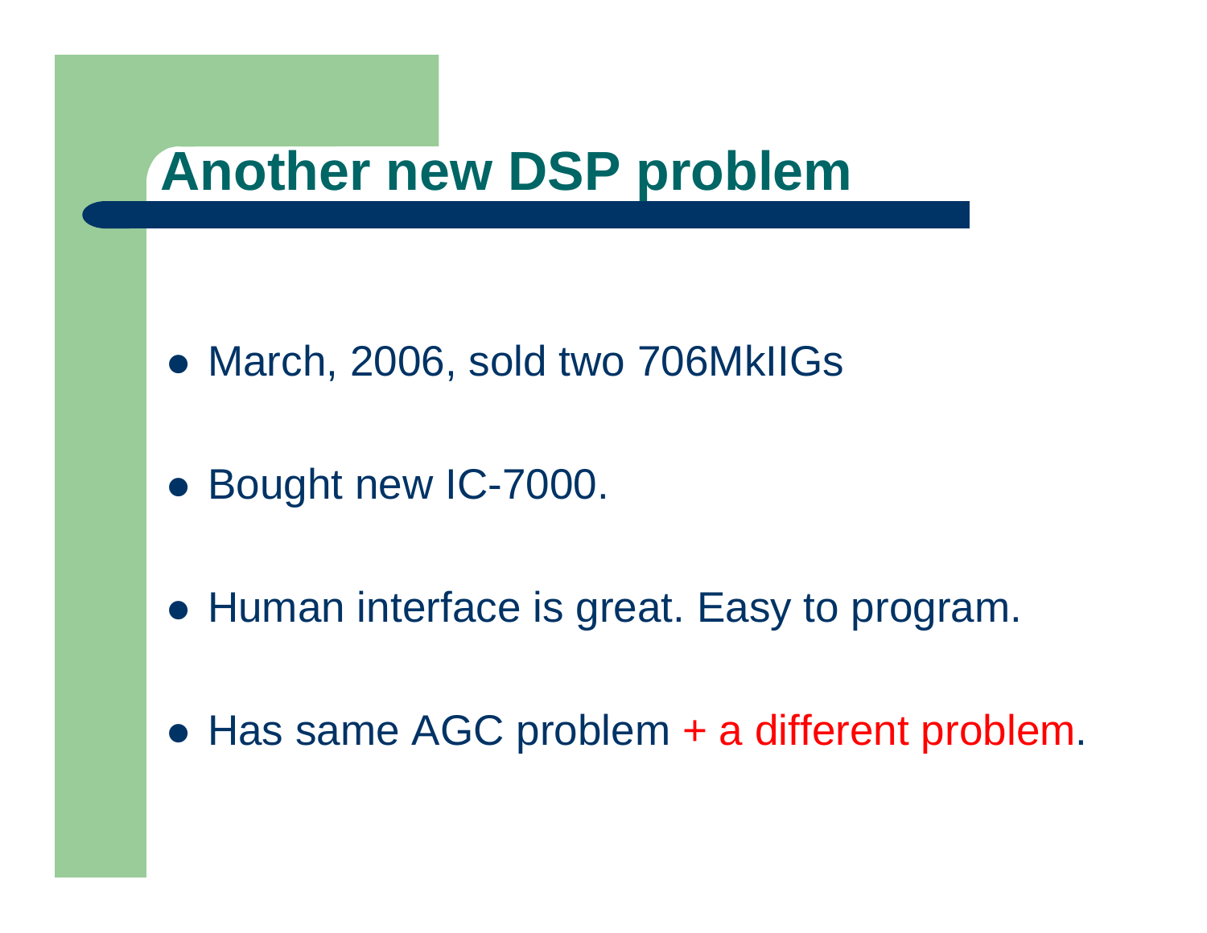# Another new DSP problem

- March, 2006, sold two 706MkIIGs
- Bought new IC-7000.
- Human interface is great. Easy to program.
- Has same AGC problem + a different problem.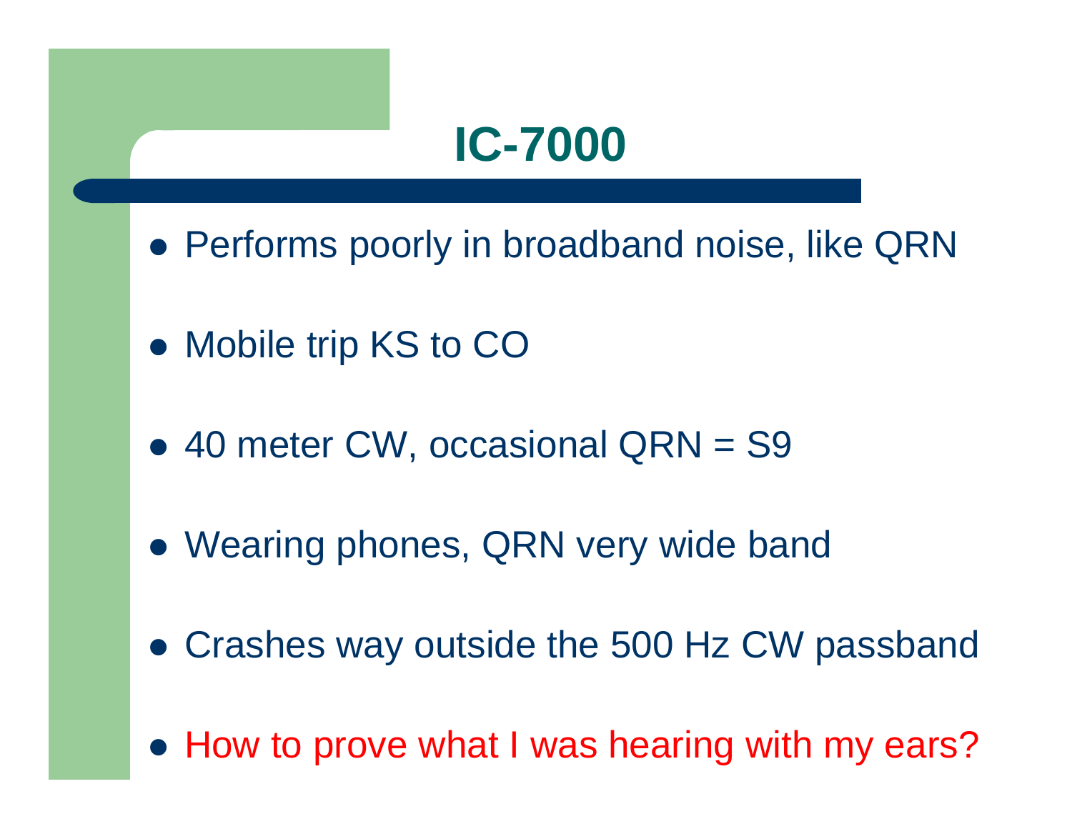# IC-7000

- Performs poorly in broadband noise, like QRN
- Mobile trip KS to CO
- 40 meter CW, occasional QRN = S9
- Wearing phones, QRN very wide band
- Crashes way outside the 500 Hz CW passband
- How to prove what I was hearing with my ears?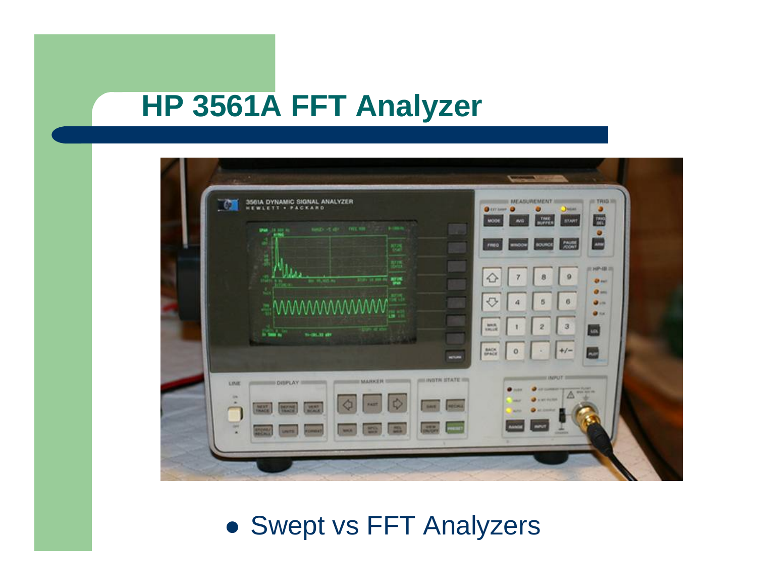# HP 3561A FFT Analyzer

- Swept vs FFT Analyzers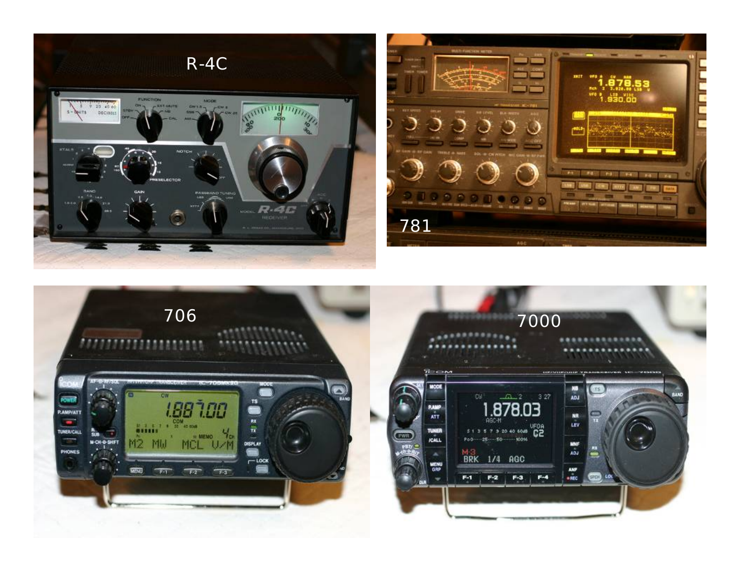R-4C

781

706

7000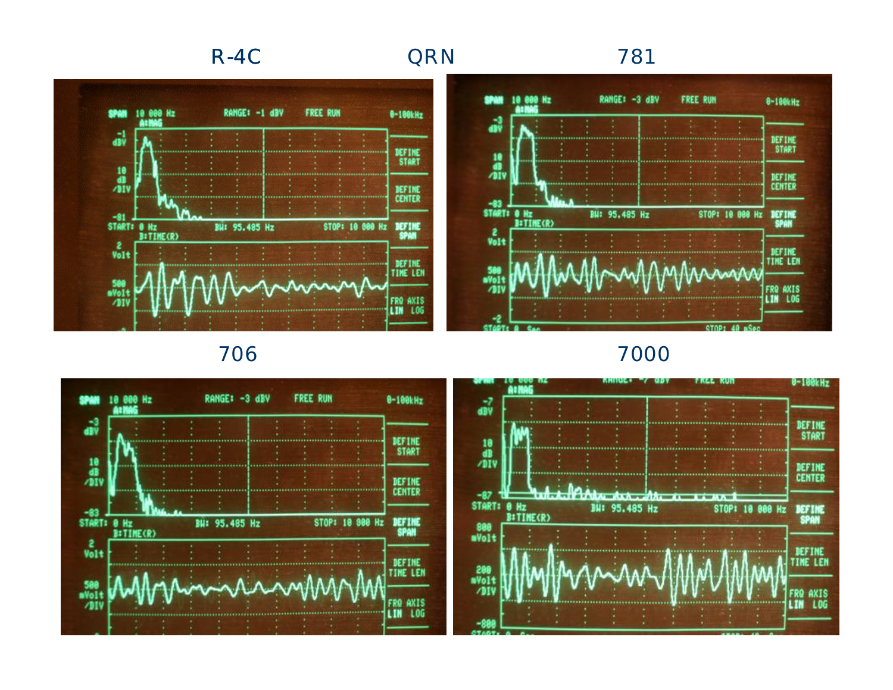QRN

R-4C

781

706

7000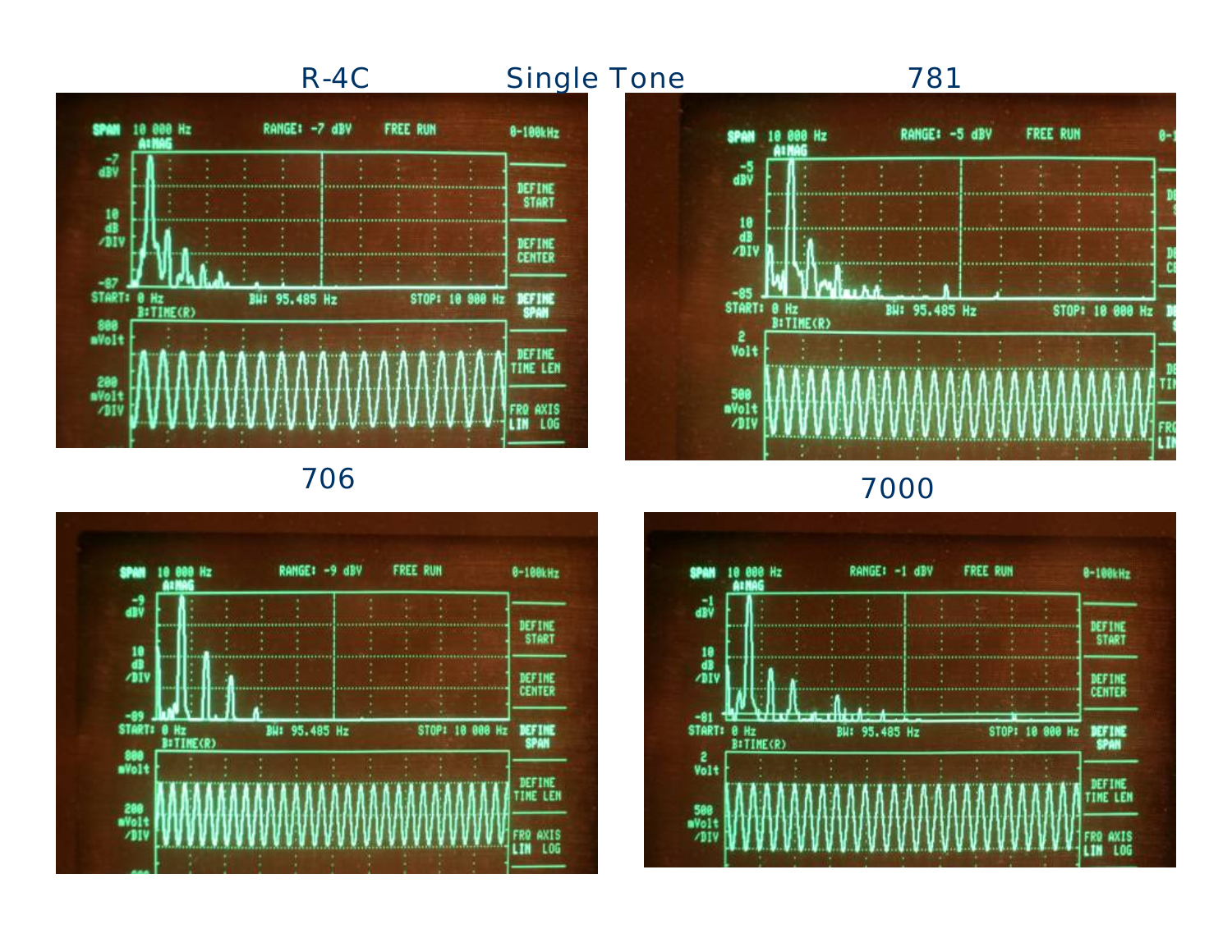# Single Tone

R-4C

SPAN 10 000 Hz RANGE: -7 dBV FREE RUN 0-100kHz

A:MAG

-7 dBV

10 dB /DIV

-87

START: 0 Hz BW: 95.485 Hz STOP: 10 000 Hz

B:TIME(R)

800 mVolt

200 mVolt /DIV

DEFINE START

DEFINE CENTER

DEFINE SPAN

DEFINE TIME LEN

FRQ AXIS LIN LOG

781

SPAN 10 000 Hz RANGE: -5 dBV FREE RUN

A:MAG

-5 dBV

10 dB /DIV

-85

START: 0 Hz BW: 95.485 Hz STOP: 10 000 Hz

B:TIME(R)

2 Volt

500 mVolt /DIV

706

SPAN 10 000 Hz RANGE: -9 dBV FREE RUN 0-100kHz

A:MAG

-9 dBV

10 dB /DIV

-89

START: 0 Hz BW: 95.485 Hz STOP: 10 000 Hz

B:TIME(R)

800 mVolt

200 mVolt /DIV

DEFINE START

DEFINE CENTER

DEFINE SPAN

DEFINE TIME LEN

FRQ AXIS LIN LOG

7000

SPAN 10 000 Hz RANGE: -1 dBV FREE RUN 0-100kHz

A:MAG

-1 dBV

10 dB /DIV

-81

START: 0 Hz BW: 95.485 Hz STOP: 10 000 Hz

B:TIME(R)

2 Volt

500 mVolt /DIV

DEFINE START

DEFINE CENTER

DEFINE SPAN

DEFINE TIME LEN

FRQ AXIS LIN LOG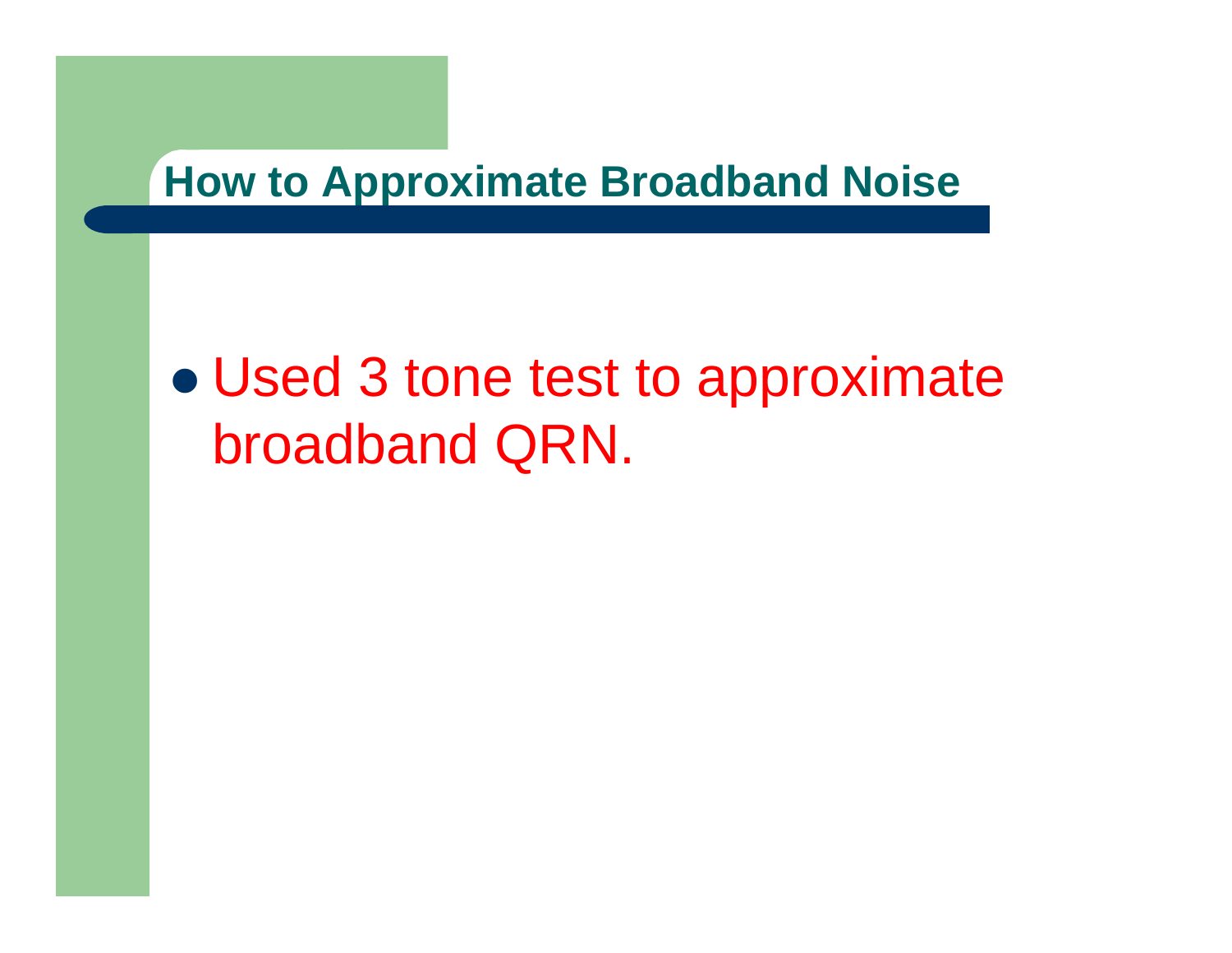## How to Approximate Broadband Noise

- Used 3 tone test to approximate broadband QRN.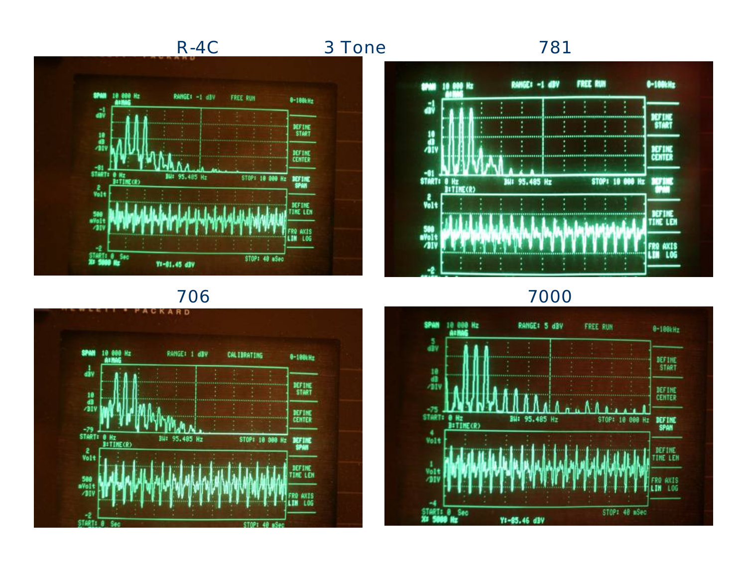# 3 Tone

R-4C

781

706

7000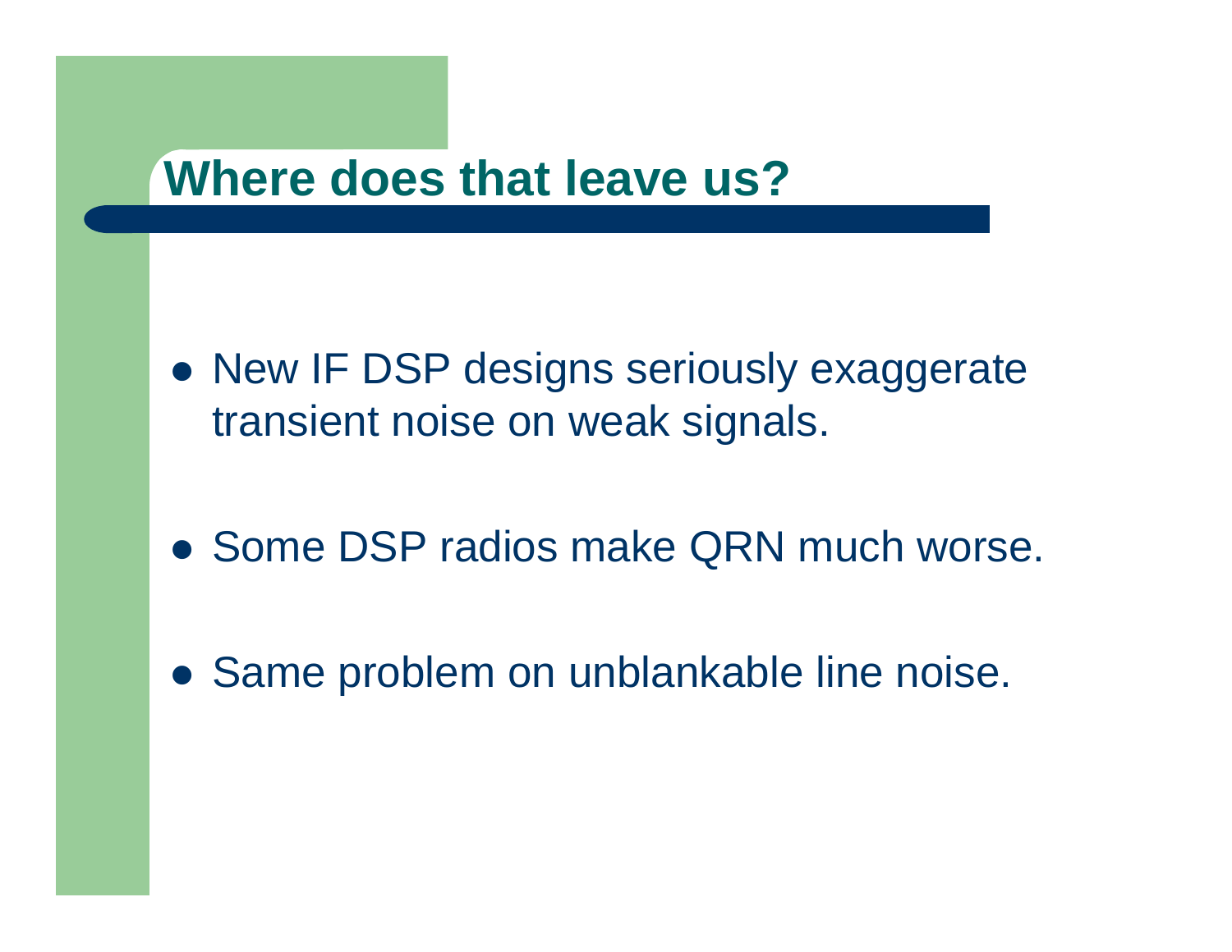# Where does that leave us?

- New IF DSP designs seriously exaggerate transient noise on weak signals.
- Some DSP radios make QRN much worse.
- Same problem on unblankable line noise.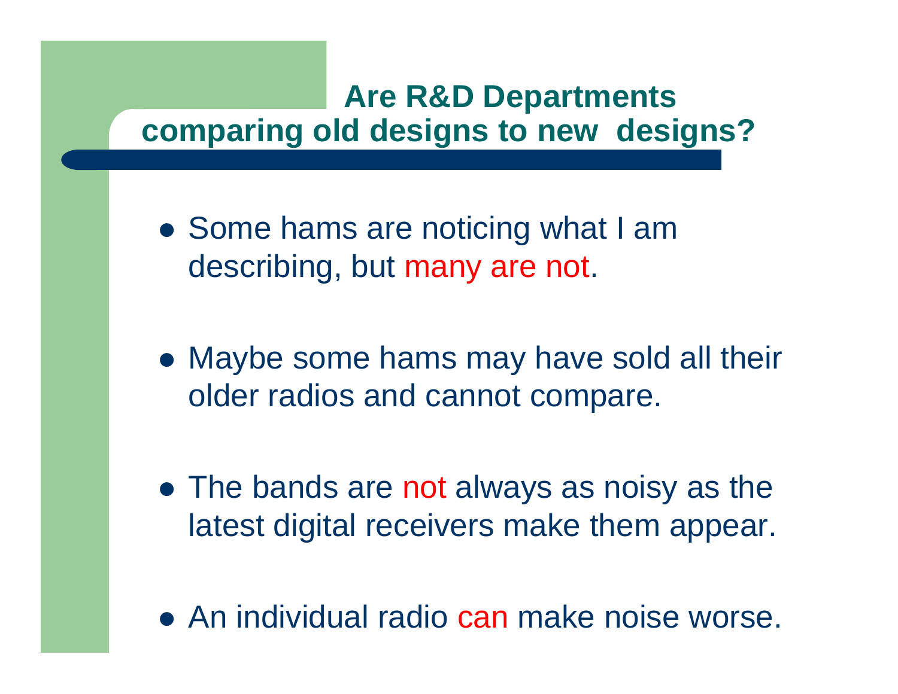## Are R&D Departments comparing old designs to new designs?

- Some hams are noticing what I am describing, but many are not.
- Maybe some hams may have sold all their older radios and cannot compare.
- The bands are not always as noisy as the latest digital receivers make them appear.
- An individual radio can make noise worse.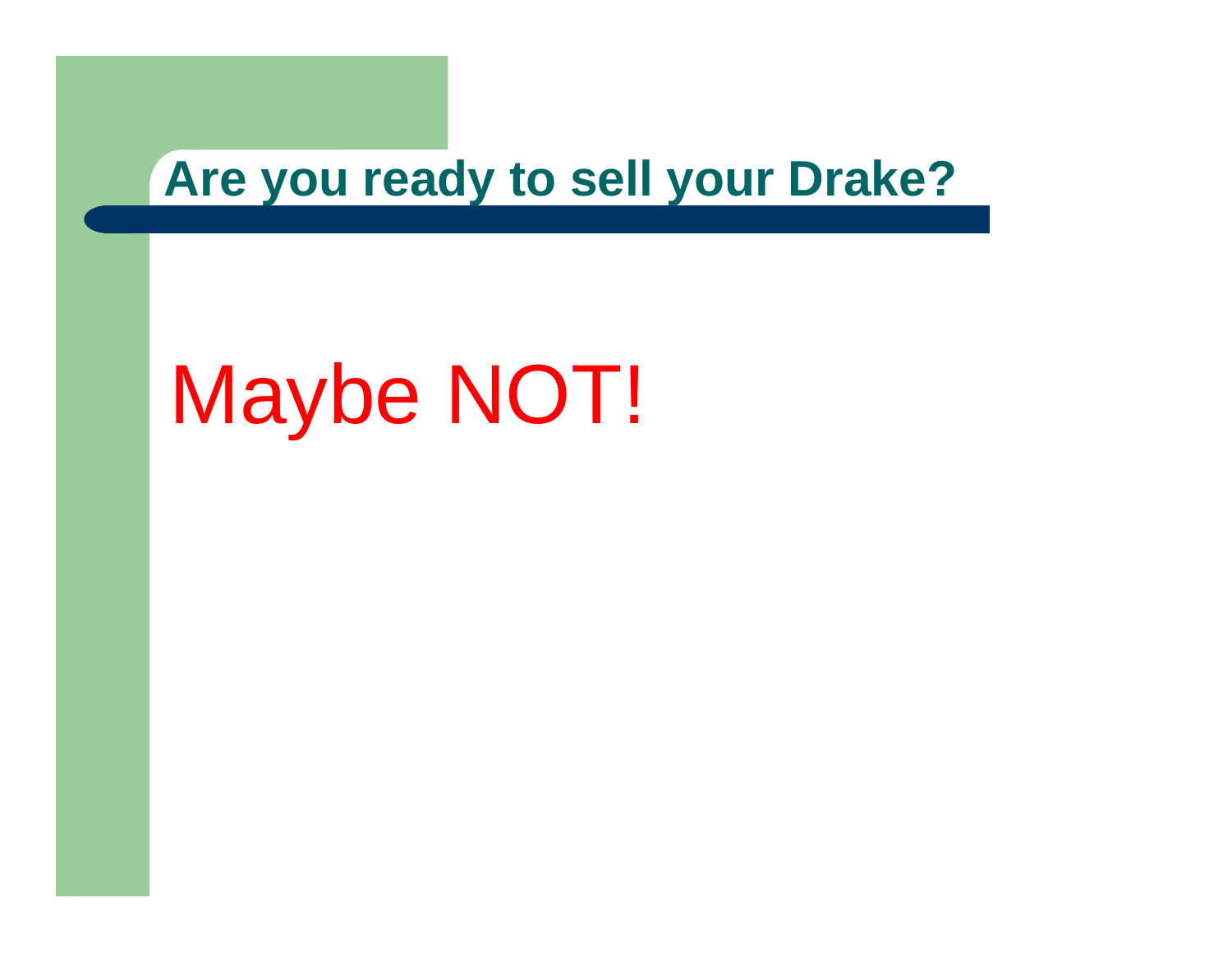## Are you ready to sell your Drake?

Maybe NOT!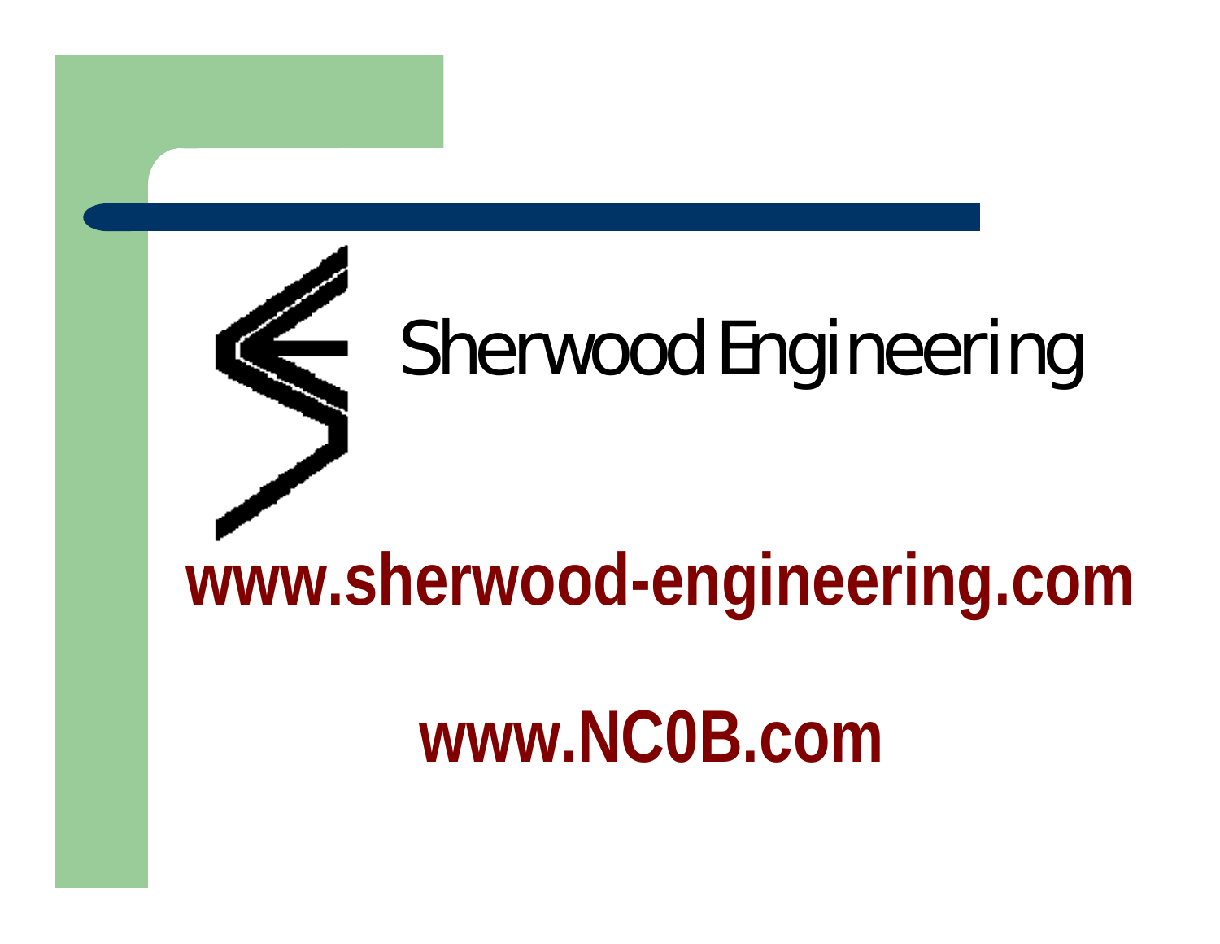Sherwood Engineering

**www.sherwood-engineering.com**

**www.NC0B.com**